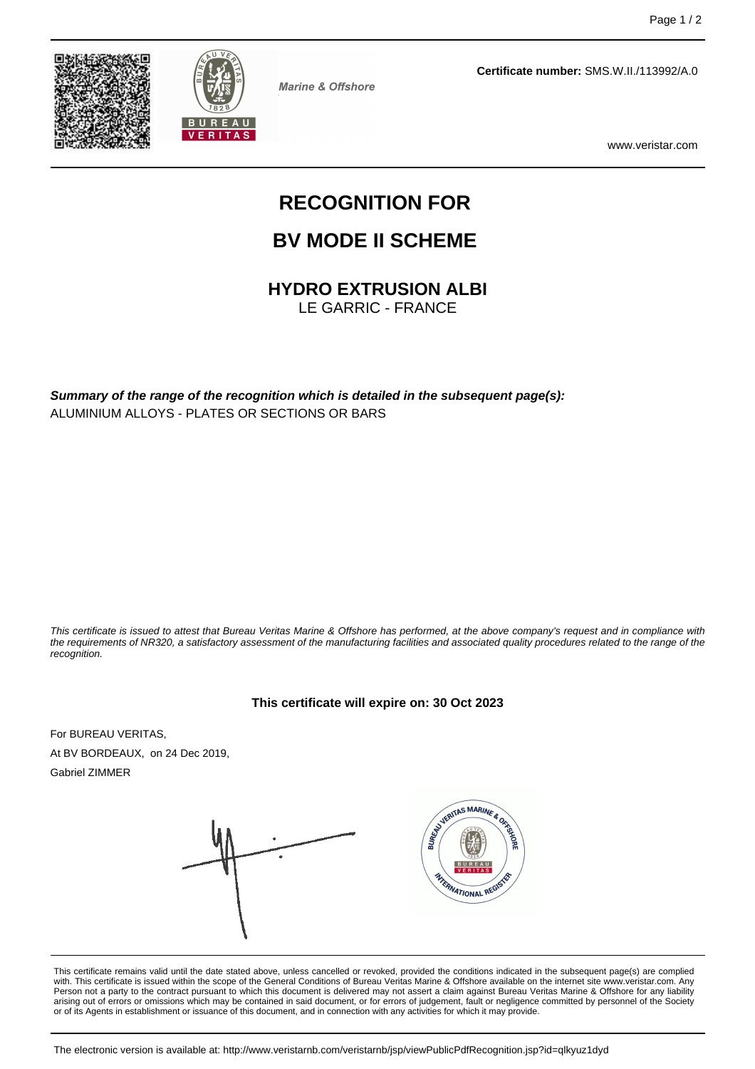Marine & Offshore

**Certificate number:** SMS.W.II./113992/A.0

www.veristar.com

# RECOGNITION FOR

# BV MODE II SCHEME

## HYDRO EXTRUSION ALBI

LE GARRIC - FRANCE

***Summary of the range of the recognition which is detailed in the subsequent page(s):***
ALUMINIUM ALLOYS - PLATES OR SECTIONS OR BARS

*This certificate is issued to attest that Bureau Veritas Marine & Offshore has performed, at the above company's request and in compliance with the requirements of NR320, a satisfactory assessment of the manufacturing facilities and associated quality procedures related to the range of the recognition.*

**This certificate will expire on: 30 Oct 2023**

For BUREAU VERITAS,
At BV BORDEAUX, on 24 Dec 2019,
Gabriel ZIMMER

This certificate remains valid until the date stated above, unless cancelled or revoked, provided the conditions indicated in the subsequent page(s) are complied with. This certificate is issued within the scope of the General Conditions of Bureau Veritas Marine & Offshore available on the internet site www.veristar.com. Any Person not a party to the contract pursuant to which this document is delivered may not assert a claim against Bureau Veritas Marine & Offshore for any liability arising out of errors or omissions which may be contained in said document, or for errors of judgement, fault or negligence committed by personnel of the Society or of its Agents in establishment or issuance of this document, and in connection with any activities for which it may provide.

The electronic version is available at: http://www.veristarnb.com/veristarnb/jsp/viewPublicPdfRecognition.jsp?id=qlkyuz1dyd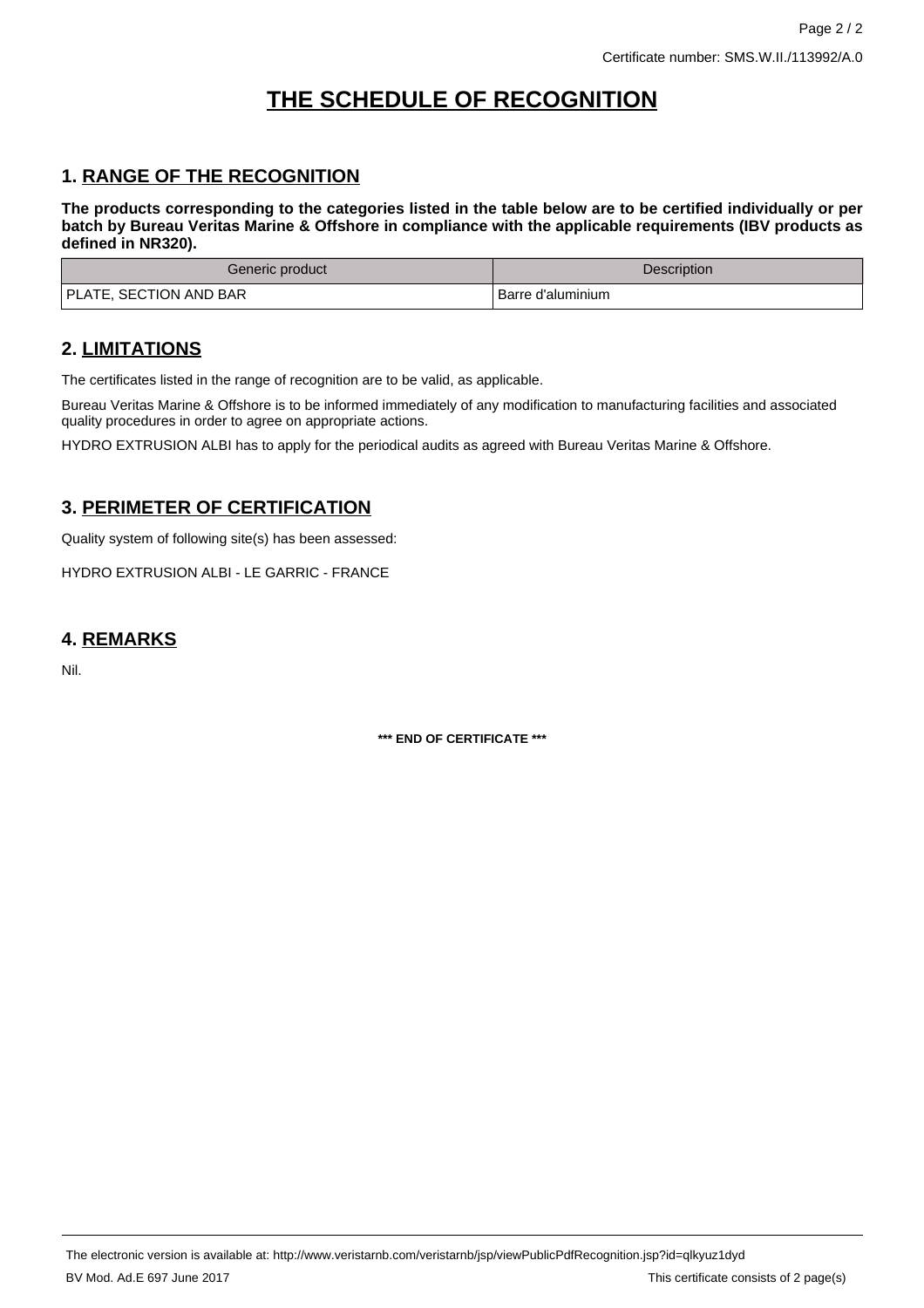Certificate number: SMS.W.II./113992/A.0

# THE SCHEDULE OF RECOGNITION

## 1. RANGE OF THE RECOGNITION

**The products corresponding to the categories listed in the table below are to be certified individually or per batch by Bureau Veritas Marine & Offshore in compliance with the applicable requirements (IBV products as defined in NR320).**

| Generic product | Description |
| --- | --- |
| PLATE, SECTION AND BAR | Barre d'aluminium |

## 2. LIMITATIONS

The certificates listed in the range of recognition are to be valid, as applicable.

Bureau Veritas Marine & Offshore is to be informed immediately of any modification to manufacturing facilities and associated quality procedures in order to agree on appropriate actions.

HYDRO EXTRUSION ALBI has to apply for the periodical audits as agreed with Bureau Veritas Marine & Offshore.

## 3. PERIMETER OF CERTIFICATION

Quality system of following site(s) has been assessed:

HYDRO EXTRUSION ALBI - LE GARRIC - FRANCE

## 4. REMARKS

Nil.

**\*\*\* END OF CERTIFICATE \*\*\***

The electronic version is available at: http://www.veristarnb.com/veristarnb/jsp/viewPublicPdfRecognition.jsp?id=qlkyuz1dyd

BV Mod. Ad.E 697 June 2017

This certificate consists of 2 page(s)